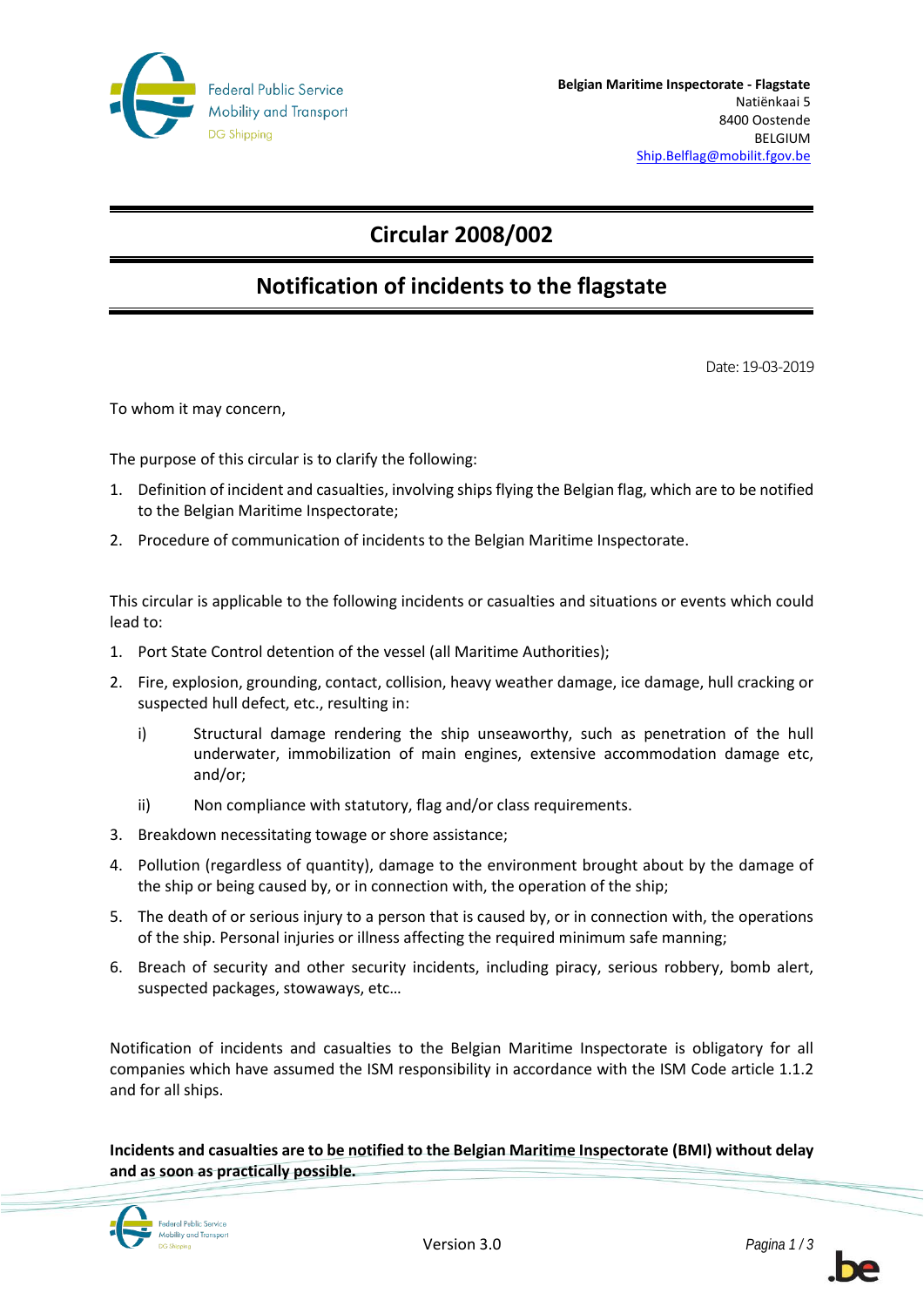Federal Public Service
Mobility and Transport
DG Shipping

**Belgian Maritime Inspectorate - Flagstate**
Natiënkaai 5
8400 Oostende
BELGIUM
Ship.Belflag@mobilit.fgov.be

# Circular 2008/002

## Notification of incidents to the flagstate

Date: 19-03-2019

To whom it may concern,

The purpose of this circular is to clarify the following:

1. Definition of incident and casualties, involving ships flying the Belgian flag, which are to be notified to the Belgian Maritime Inspectorate;
2. Procedure of communication of incidents to the Belgian Maritime Inspectorate.

This circular is applicable to the following incidents or casualties and situations or events which could lead to:

1. Port State Control detention of the vessel (all Maritime Authorities);
2. Fire, explosion, grounding, contact, collision, heavy weather damage, ice damage, hull cracking or suspected hull defect, etc., resulting in:
   i) Structural damage rendering the ship unseaworthy, such as penetration of the hull underwater, immobilization of main engines, extensive accommodation damage etc, and/or;
   ii) Non compliance with statutory, flag and/or class requirements.
3. Breakdown necessitating towage or shore assistance;
4. Pollution (regardless of quantity), damage to the environment brought about by the damage of the ship or being caused by, or in connection with, the operation of the ship;
5. The death of or serious injury to a person that is caused by, or in connection with, the operations of the ship. Personal injuries or illness affecting the required minimum safe manning;
6. Breach of security and other security incidents, including piracy, serious robbery, bomb alert, suspected packages, stowaways, etc…

Notification of incidents and casualties to the Belgian Maritime Inspectorate is obligatory for all companies which have assumed the ISM responsibility in accordance with the ISM Code article 1.1.2 and for all ships.

**Incidents and casualties are to be notified to the Belgian Maritime Inspectorate (BMI) without delay and as soon as practically possible.**

Version 3.0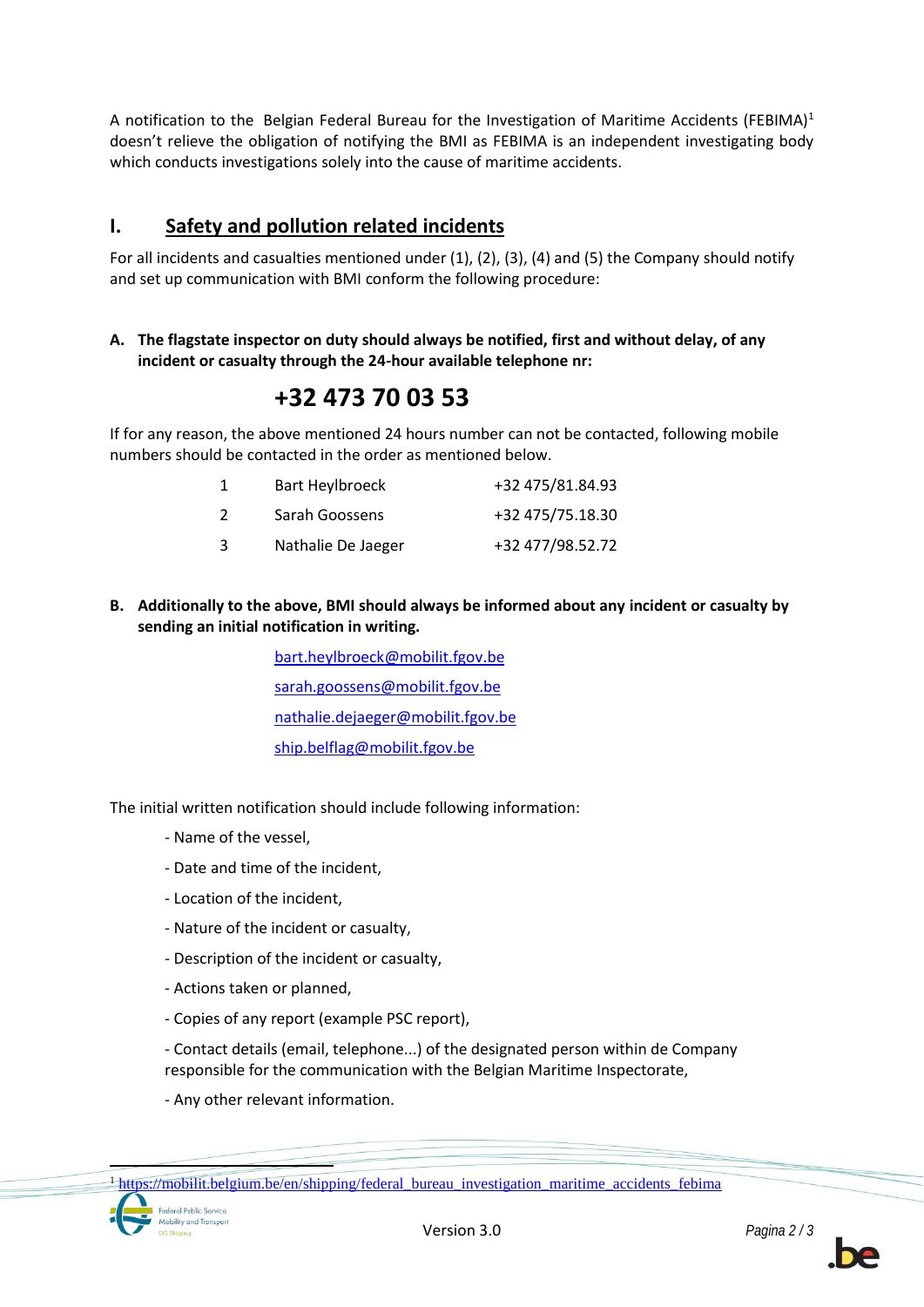A notification to the Belgian Federal Bureau for the Investigation of Maritime Accidents (FEBIMA)[1] doesn't relieve the obligation of notifying the BMI as FEBIMA is an independent investigating body which conducts investigations solely into the cause of maritime accidents.

## I. Safety and pollution related incidents

For all incidents and casualties mentioned under (1), (2), (3), (4) and (5) the Company should notify and set up communication with BMI conform the following procedure:

**A. The flagstate inspector on duty should always be notified, first and without delay, of any incident or casualty through the 24-hour available telephone nr:**

# +32 473 70 03 53

If for any reason, the above mentioned 24 hours number can not be contacted, following mobile numbers should be contacted in the order as mentioned below.

| | | |
|---|---|---|
| 1 | Bart Heylbroeck | +32 475/81.84.93 |
| 2 | Sarah Goossens | +32 475/75.18.30 |
| 3 | Nathalie De Jaeger | +32 477/98.52.72 |

**B. Additionally to the above, BMI should always be informed about any incident or casualty by sending an initial notification in writing.**

bart.heylbroeck@mobilit.fgov.be

sarah.goossens@mobilit.fgov.be

nathalie.dejaeger@mobilit.fgov.be

ship.belflag@mobilit.fgov.be

The initial written notification should include following information:

- Name of the vessel,
- Date and time of the incident,
- Location of the incident,
- Nature of the incident or casualty,
- Description of the incident or casualty,
- Actions taken or planned,
- Copies of any report (example PSC report),
- Contact details (email, telephone...) of the designated person within de Company responsible for the communication with the Belgian Maritime Inspectorate,
- Any other relevant information.

[1] https://mobilit.belgium.be/en/shipping/federal_bureau_investigation_maritime_accidents_febima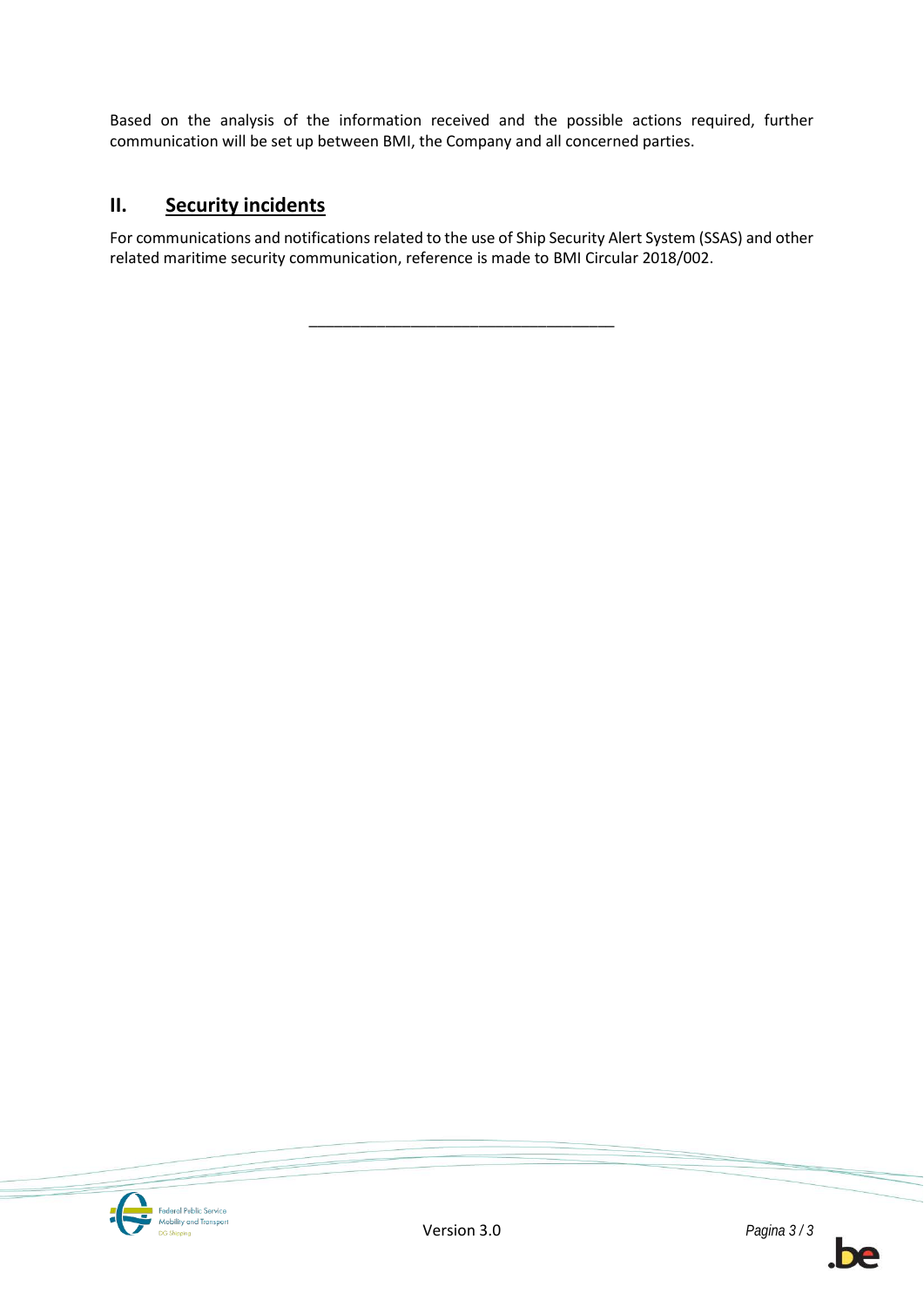Based on the analysis of the information received and the possible actions required, further communication will be set up between BMI, the Company and all concerned parties.

## II. Security incidents

For communications and notifications related to the use of Ship Security Alert System (SSAS) and other related maritime security communication, reference is made to BMI Circular 2018/002.

---